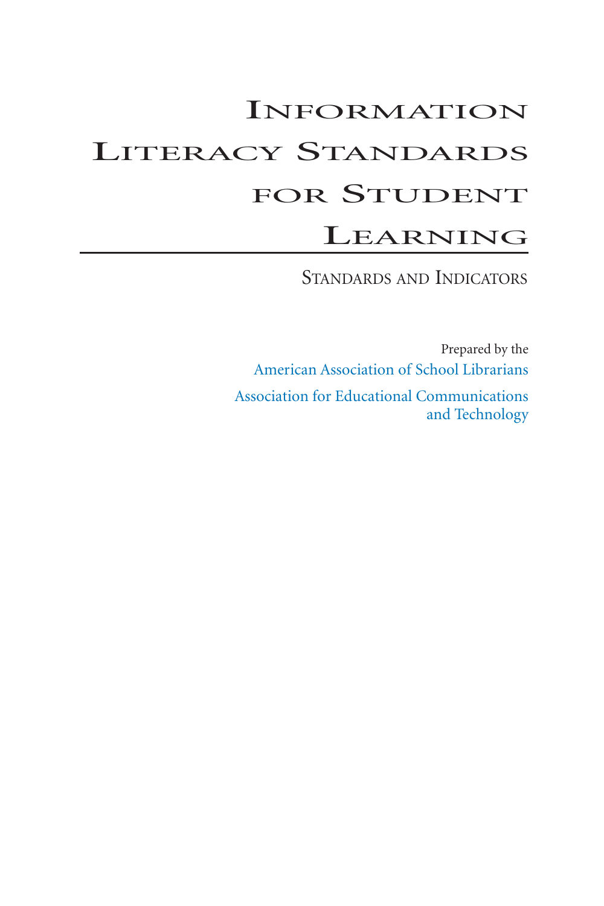# Information Literacy Standards for Student Learning

## Standards and Indicators

Prepared by the

American Association of School Librarians

Association for Educational Communications and Technology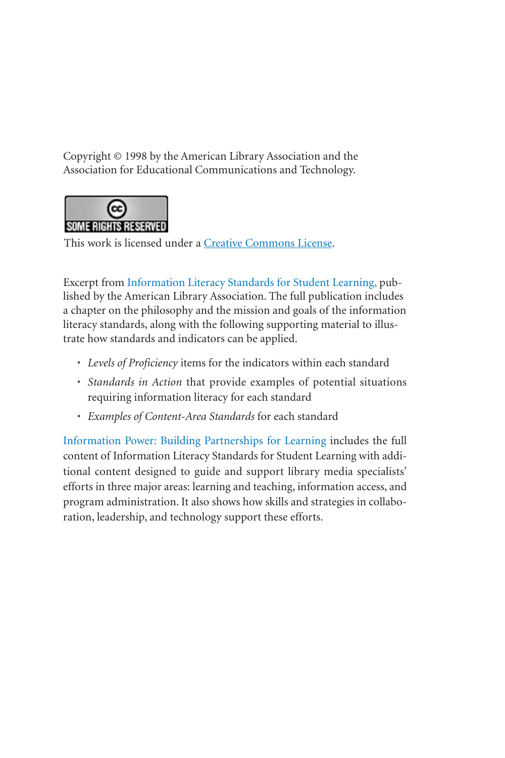Copyright © 1998 by the American Library Association and the Association for Educational Communications and Technology.

SOME RIGHTS RESERVED

This work is licensed under a Creative Commons License.

Excerpt from Information Literacy Standards for Student Learning, published by the American Library Association. The full publication includes a chapter on the philosophy and the mission and goals of the information literacy standards, along with the following supporting material to illustrate how standards and indicators can be applied.

- *Levels of Proficiency* items for the indicators within each standard
- *Standards in Action* that provide examples of potential situations requiring information literacy for each standard
- *Examples of Content-Area Standards* for each standard

Information Power: Building Partnerships for Learning includes the full content of Information Literacy Standards for Student Learning with additional content designed to guide and support library media specialists' efforts in three major areas: learning and teaching, information access, and program administration. It also shows how skills and strategies in collaboration, leadership, and technology support these efforts.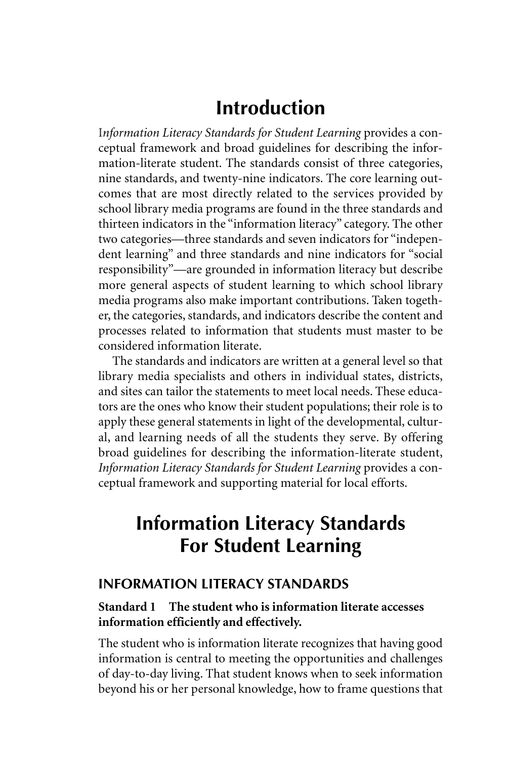# Introduction

*Information Literacy Standards for Student Learning* provides a conceptual framework and broad guidelines for describing the information-literate student. The standards consist of three categories, nine standards, and twenty-nine indicators. The core learning outcomes that are most directly related to the services provided by school library media programs are found in the three standards and thirteen indicators in the "information literacy" category. The other two categories—three standards and seven indicators for "independent learning" and three standards and nine indicators for "social responsibility"—are grounded in information literacy but describe more general aspects of student learning to which school library media programs also make important contributions. Taken together, the categories, standards, and indicators describe the content and processes related to information that students must master to be considered information literate.

The standards and indicators are written at a general level so that library media specialists and others in individual states, districts, and sites can tailor the statements to meet local needs. These educators are the ones who know their student populations; their role is to apply these general statements in light of the developmental, cultural, and learning needs of all the students they serve. By offering broad guidelines for describing the information-literate student, *Information Literacy Standards for Student Learning* provides a conceptual framework and supporting material for local efforts.

# Information Literacy Standards For Student Learning

## INFORMATION LITERACY STANDARDS

### Standard 1 The student who is information literate accesses information efficiently and effectively.

The student who is information literate recognizes that having good information is central to meeting the opportunities and challenges of day-to-day living. That student knows when to seek information beyond his or her personal knowledge, how to frame questions that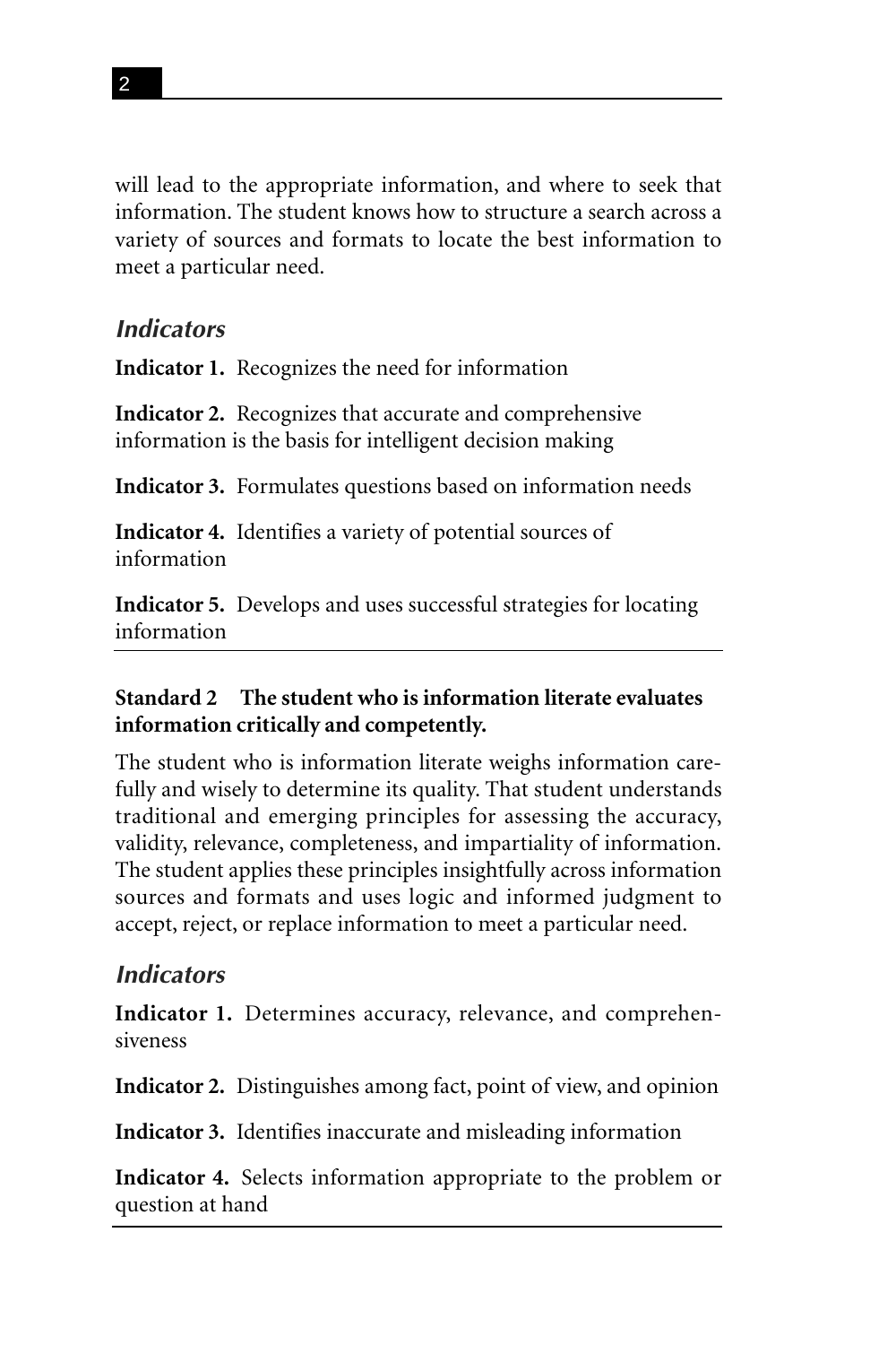will lead to the appropriate information, and where to seek that information. The student knows how to structure a search across a variety of sources and formats to locate the best information to meet a particular need.

### *Indicators*

**Indicator 1.** Recognizes the need for information

**Indicator 2.** Recognizes that accurate and comprehensive information is the basis for intelligent decision making

**Indicator 3.** Formulates questions based on information needs

**Indicator 4.** Identifies a variety of potential sources of information

**Indicator 5.** Develops and uses successful strategies for locating information

---

**Standard 2 The student who is information literate evaluates information critically and competently.**

The student who is information literate weighs information carefully and wisely to determine its quality. That student understands traditional and emerging principles for assessing the accuracy, validity, relevance, completeness, and impartiality of information. The student applies these principles insightfully across information sources and formats and uses logic and informed judgment to accept, reject, or replace information to meet a particular need.

### *Indicators*

**Indicator 1.** Determines accuracy, relevance, and comprehensiveness

**Indicator 2.** Distinguishes among fact, point of view, and opinion

**Indicator 3.** Identifies inaccurate and misleading information

**Indicator 4.** Selects information appropriate to the problem or question at hand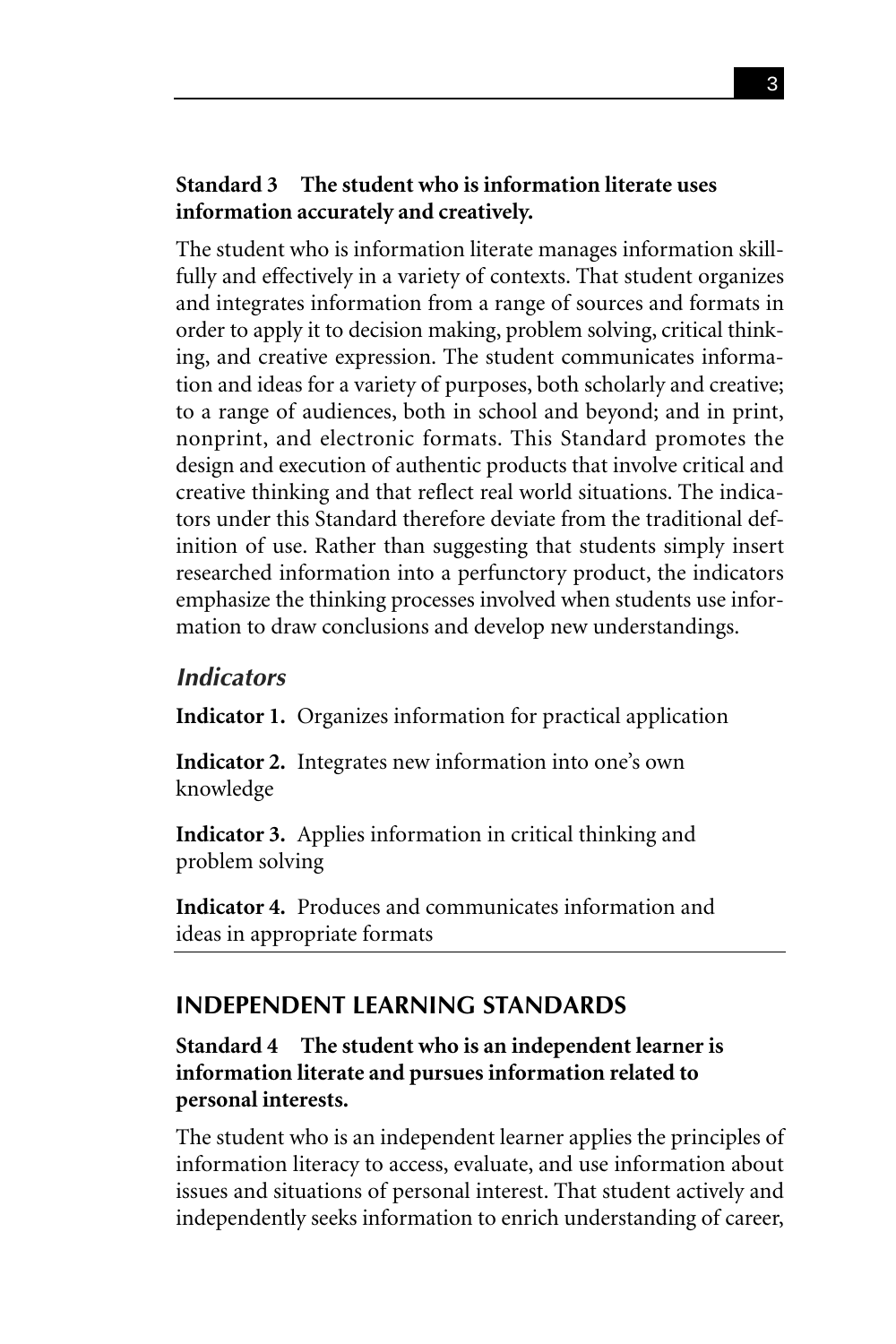**Standard 3 The student who is information literate uses information accurately and creatively.**

The student who is information literate manages information skillfully and effectively in a variety of contexts. That student organizes and integrates information from a range of sources and formats in order to apply it to decision making, problem solving, critical thinking, and creative expression. The student communicates information and ideas for a variety of purposes, both scholarly and creative; to a range of audiences, both in school and beyond; and in print, nonprint, and electronic formats. This Standard promotes the design and execution of authentic products that involve critical and creative thinking and that reflect real world situations. The indicators under this Standard therefore deviate from the traditional definition of use. Rather than suggesting that students simply insert researched information into a perfunctory product, the indicators emphasize the thinking processes involved when students use information to draw conclusions and develop new understandings.

### *Indicators*

**Indicator 1.** Organizes information for practical application

**Indicator 2.** Integrates new information into one's own knowledge

**Indicator 3.** Applies information in critical thinking and problem solving

**Indicator 4.** Produces and communicates information and ideas in appropriate formats

## INDEPENDENT LEARNING STANDARDS

**Standard 4 The student who is an independent learner is information literate and pursues information related to personal interests.**

The student who is an independent learner applies the principles of information literacy to access, evaluate, and use information about issues and situations of personal interest. That student actively and independently seeks information to enrich understanding of career,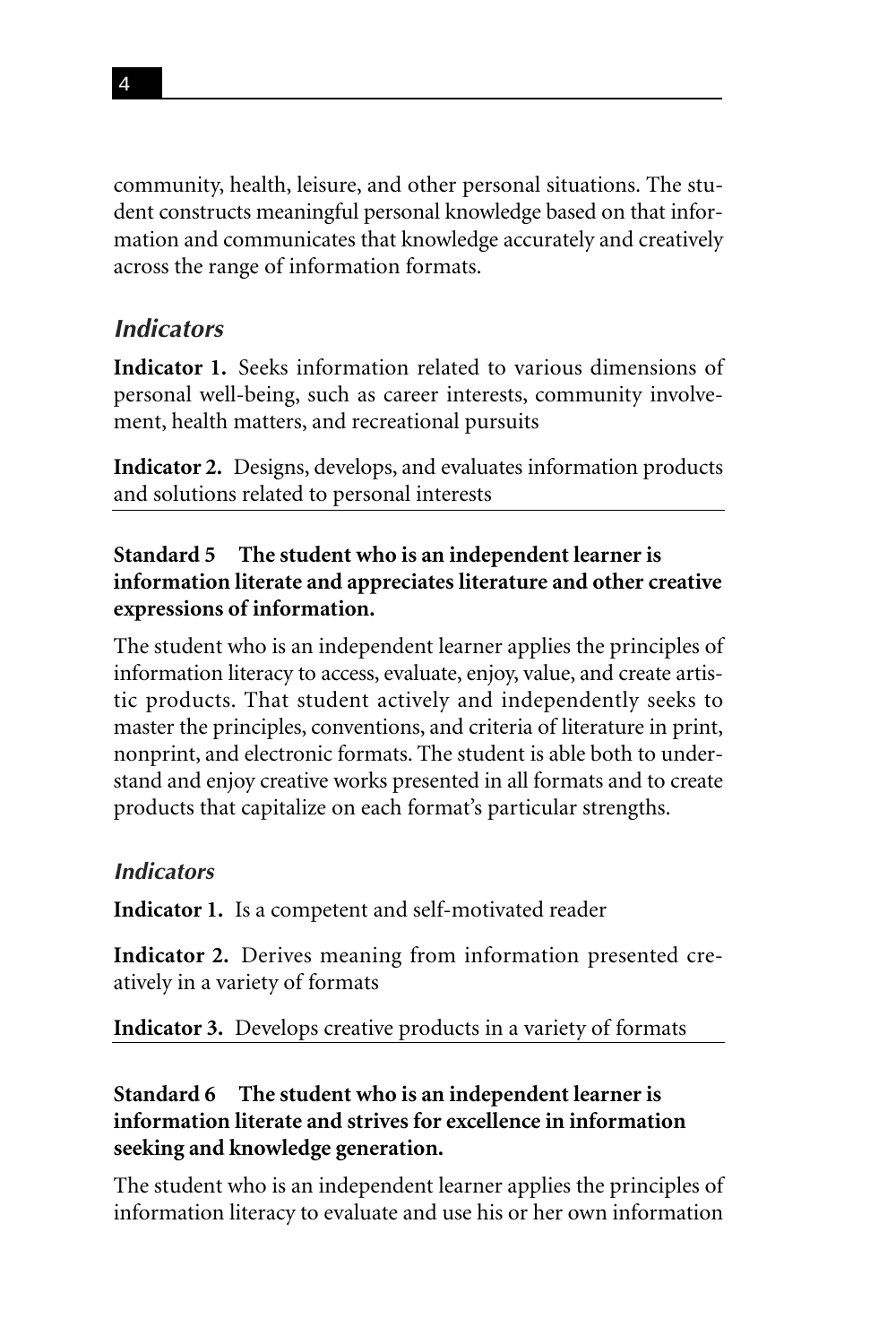community, health, leisure, and other personal situations. The student constructs meaningful personal knowledge based on that information and communicates that knowledge accurately and creatively across the range of information formats.

### *Indicators*

**Indicator 1.** Seeks information related to various dimensions of personal well-being, such as career interests, community involvement, health matters, and recreational pursuits

**Indicator 2.** Designs, develops, and evaluates information products and solutions related to personal interests

---

## Standard 5 The student who is an independent learner is information literate and appreciates literature and other creative expressions of information.

The student who is an independent learner applies the principles of information literacy to access, evaluate, enjoy, value, and create artistic products. That student actively and independently seeks to master the principles, conventions, and criteria of literature in print, nonprint, and electronic formats. The student is able both to understand and enjoy creative works presented in all formats and to create products that capitalize on each format's particular strengths.

### *Indicators*

**Indicator 1.** Is a competent and self-motivated reader

**Indicator 2.** Derives meaning from information presented creatively in a variety of formats

**Indicator 3.** Develops creative products in a variety of formats

---

## Standard 6 The student who is an independent learner is information literate and strives for excellence in information seeking and knowledge generation.

The student who is an independent learner applies the principles of information literacy to evaluate and use his or her own information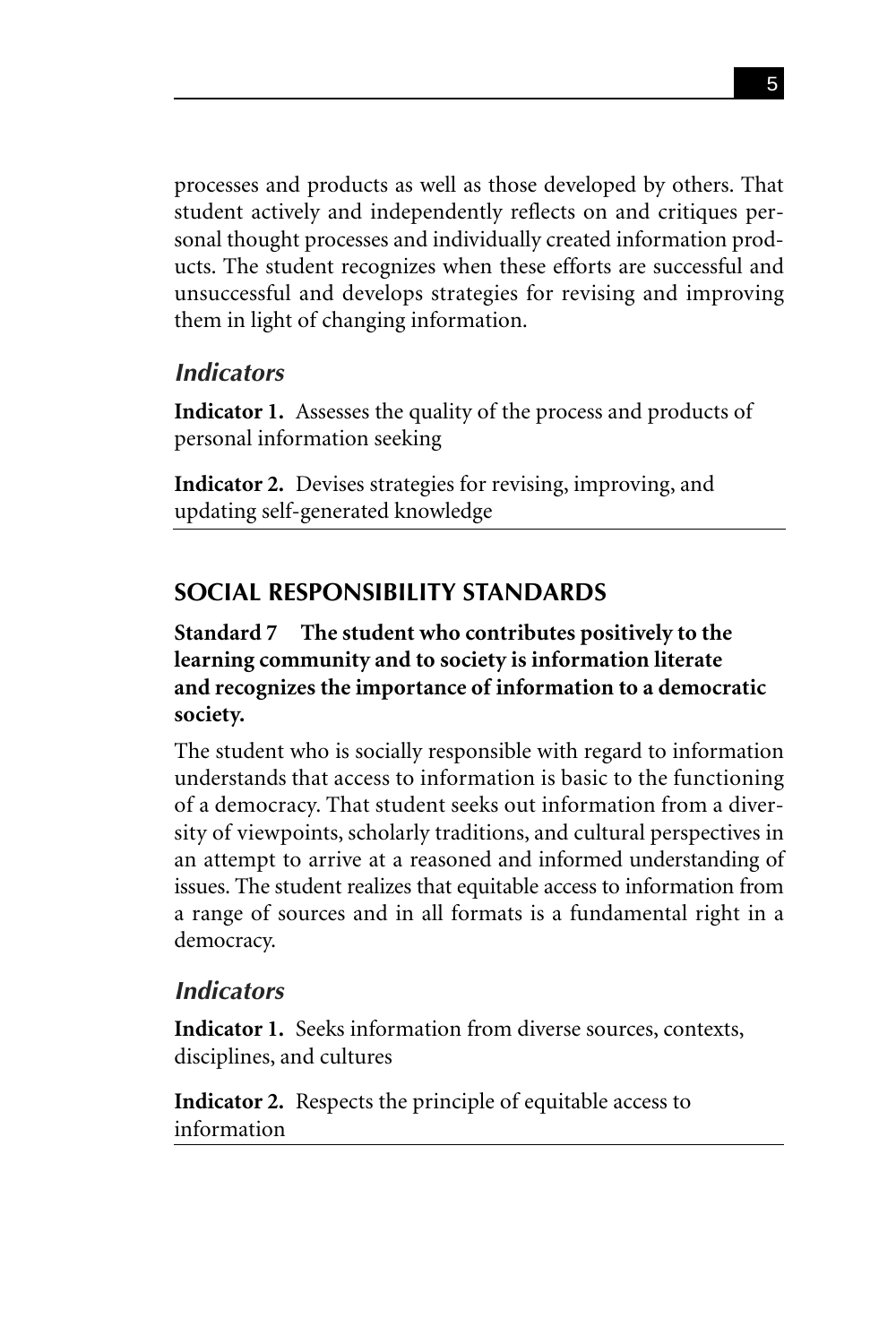processes and products as well as those developed by others. That student actively and independently reflects on and critiques personal thought processes and individually created information products. The student recognizes when these efforts are successful and unsuccessful and develops strategies for revising and improving them in light of changing information.

### *Indicators*

**Indicator 1.** Assesses the quality of the process and products of personal information seeking

**Indicator 2.** Devises strategies for revising, improving, and updating self-generated knowledge

## SOCIAL RESPONSIBILITY STANDARDS

**Standard 7 The student who contributes positively to the learning community and to society is information literate and recognizes the importance of information to a democratic society.**

The student who is socially responsible with regard to information understands that access to information is basic to the functioning of a democracy. That student seeks out information from a diversity of viewpoints, scholarly traditions, and cultural perspectives in an attempt to arrive at a reasoned and informed understanding of issues. The student realizes that equitable access to information from a range of sources and in all formats is a fundamental right in a democracy.

### *Indicators*

**Indicator 1.** Seeks information from diverse sources, contexts, disciplines, and cultures

**Indicator 2.** Respects the principle of equitable access to information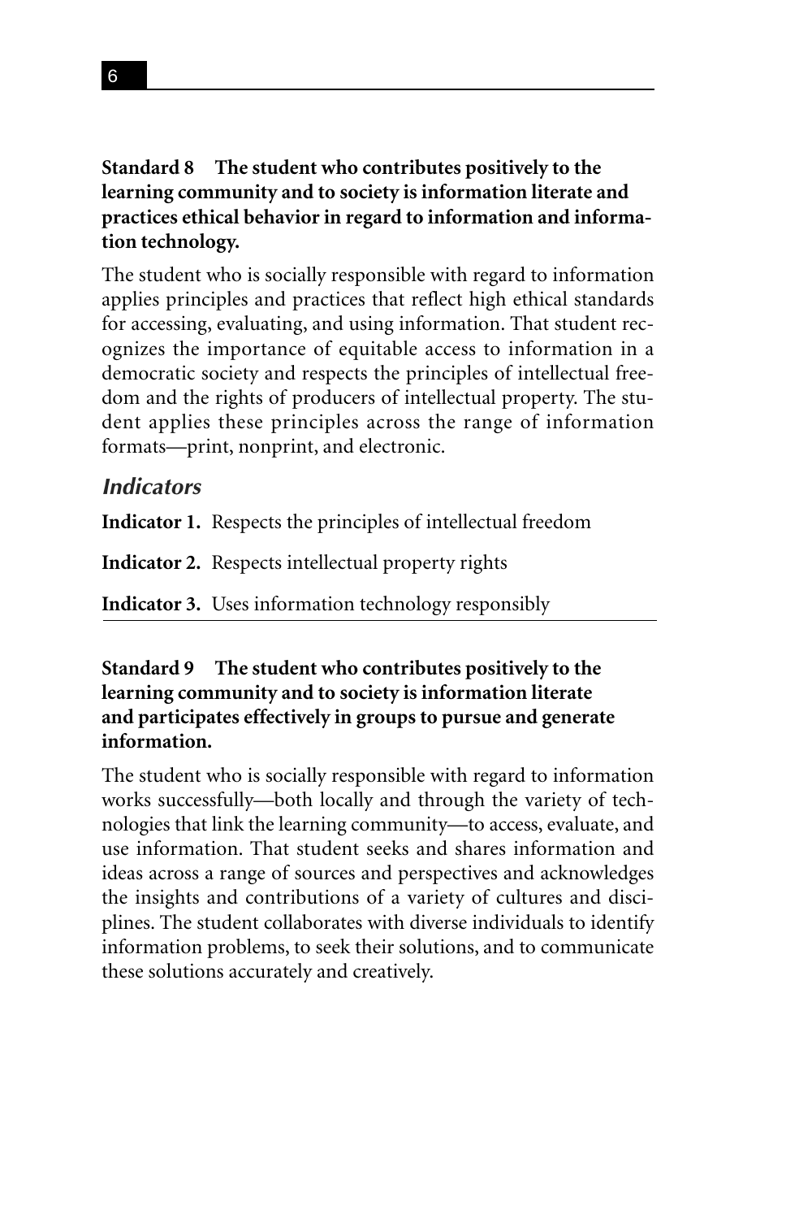**Standard 8 The student who contributes positively to the learning community and to society is information literate and practices ethical behavior in regard to information and information technology.**

The student who is socially responsible with regard to information applies principles and practices that reflect high ethical standards for accessing, evaluating, and using information. That student recognizes the importance of equitable access to information in a democratic society and respects the principles of intellectual freedom and the rights of producers of intellectual property. The student applies these principles across the range of information formats—print, nonprint, and electronic.

### *Indicators*

**Indicator 1.** Respects the principles of intellectual freedom

**Indicator 2.** Respects intellectual property rights

**Indicator 3.** Uses information technology responsibly

**Standard 9 The student who contributes positively to the learning community and to society is information literate and participates effectively in groups to pursue and generate information.**

The student who is socially responsible with regard to information works successfully—both locally and through the variety of technologies that link the learning community—to access, evaluate, and use information. That student seeks and shares information and ideas across a range of sources and perspectives and acknowledges the insights and contributions of a variety of cultures and disciplines. The student collaborates with diverse individuals to identify information problems, to seek their solutions, and to communicate these solutions accurately and creatively.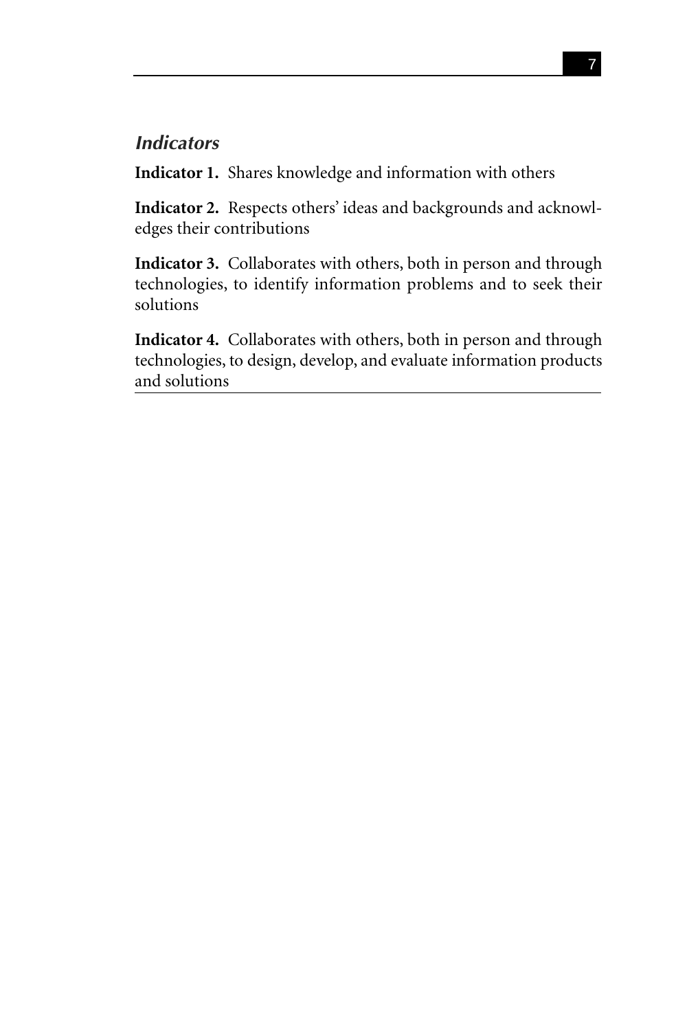### *Indicators*

**Indicator 1.** Shares knowledge and information with others

**Indicator 2.** Respects others' ideas and backgrounds and acknowledges their contributions

**Indicator 3.** Collaborates with others, both in person and through technologies, to identify information problems and to seek their solutions

**Indicator 4.** Collaborates with others, both in person and through technologies, to design, develop, and evaluate information products and solutions